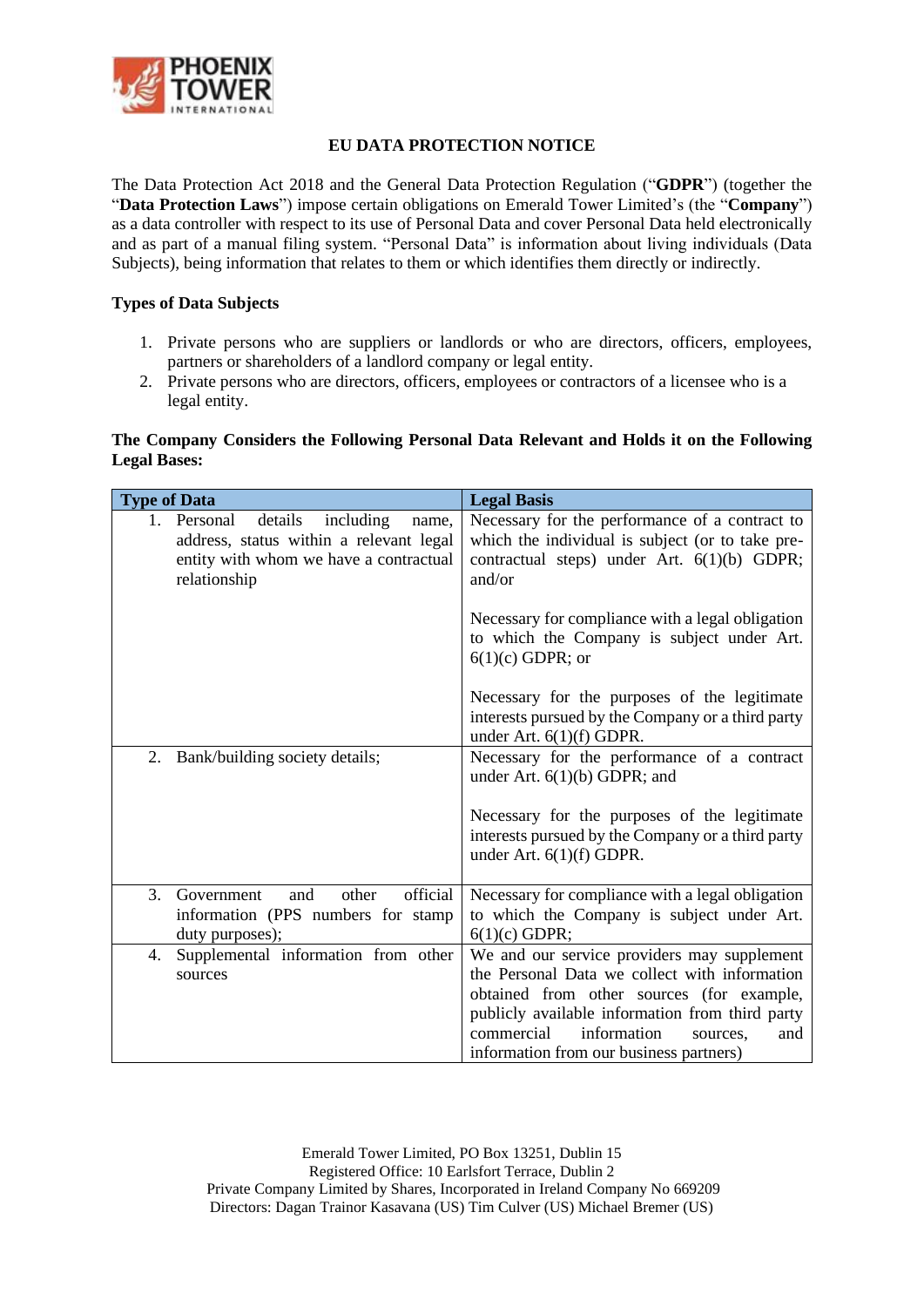# EU DATA PROTECTION NOTICE

The Data Protection Act 2018 and the General Data Protection Regulation ("**GDPR**") (together the "**Data Protection Laws**") impose certain obligations on Emerald Tower Limited's (the "**Company**") as a data controller with respect to its use of Personal Data and cover Personal Data held electronically and as part of a manual filing system. "Personal Data" is information about living individuals (Data Subjects), being information that relates to them or which identifies them directly or indirectly.

## Types of Data Subjects

1. Private persons who are suppliers or landlords or who are directors, officers, employees, partners or shareholders of a landlord company or legal entity.
2. Private persons who are directors, officers, employees or contractors of a licensee who is a legal entity.

## The Company Considers the Following Personal Data Relevant and Holds it on the Following Legal Bases:

| Type of Data | Legal Basis |
| --- | --- |
| 1. Personal details including name, address, status within a relevant legal entity with whom we have a contractual relationship | Necessary for the performance of a contract to which the individual is subject (or to take pre-contractual steps) under Art. 6(1)(b) GDPR; and/or<br><br>Necessary for compliance with a legal obligation to which the Company is subject under Art. 6(1)(c) GDPR; or<br><br>Necessary for the purposes of the legitimate interests pursued by the Company or a third party under Art. 6(1)(f) GDPR. |
| 2. Bank/building society details; | Necessary for the performance of a contract under Art. 6(1)(b) GDPR; and<br><br>Necessary for the purposes of the legitimate interests pursued by the Company or a third party under Art. 6(1)(f) GDPR. |
| 3. Government and other official information (PPS numbers for stamp duty purposes); | Necessary for compliance with a legal obligation to which the Company is subject under Art. 6(1)(c) GDPR; |
| 4. Supplemental information from other sources | We and our service providers may supplement the Personal Data we collect with information obtained from other sources (for example, publicly available information from third party commercial information sources, and information from our business partners) |

Emerald Tower Limited, PO Box 13251, Dublin 15
Registered Office: 10 Earlsfort Terrace, Dublin 2
Private Company Limited by Shares, Incorporated in Ireland Company No 669209
Directors: Dagan Trainor Kasavana (US) Tim Culver (US) Michael Bremer (US)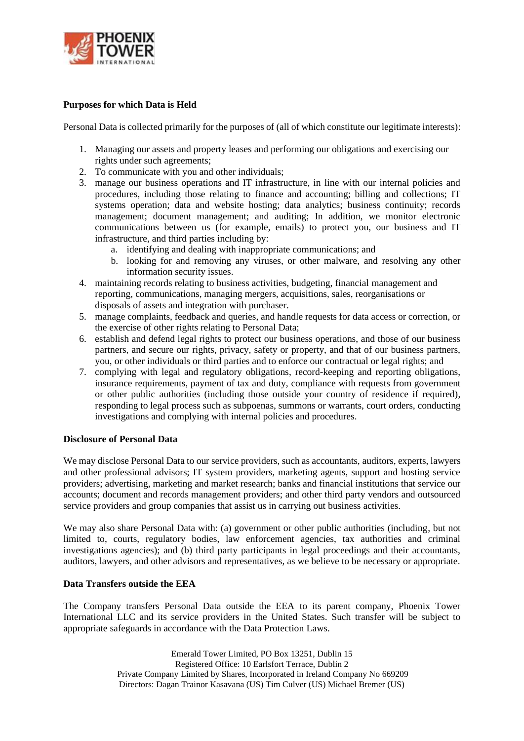**Purposes for which Data is Held**

Personal Data is collected primarily for the purposes of (all of which constitute our legitimate interests):

1. Managing our assets and property leases and performing our obligations and exercising our rights under such agreements;
2. To communicate with you and other individuals;
3. manage our business operations and IT infrastructure, in line with our internal policies and procedures, including those relating to finance and accounting; billing and collections; IT systems operation; data and website hosting; data analytics; business continuity; records management; document management; and auditing; In addition, we monitor electronic communications between us (for example, emails) to protect you, our business and IT infrastructure, and third parties including by:
   a. identifying and dealing with inappropriate communications; and
   b. looking for and removing any viruses, or other malware, and resolving any other information security issues.
4. maintaining records relating to business activities, budgeting, financial management and reporting, communications, managing mergers, acquisitions, sales, reorganisations or disposals of assets and integration with purchaser.
5. manage complaints, feedback and queries, and handle requests for data access or correction, or the exercise of other rights relating to Personal Data;
6. establish and defend legal rights to protect our business operations, and those of our business partners, and secure our rights, privacy, safety or property, and that of our business partners, you, or other individuals or third parties and to enforce our contractual or legal rights; and
7. complying with legal and regulatory obligations, record-keeping and reporting obligations, insurance requirements, payment of tax and duty, compliance with requests from government or other public authorities (including those outside your country of residence if required), responding to legal process such as subpoenas, summons or warrants, court orders, conducting investigations and complying with internal policies and procedures.

**Disclosure of Personal Data**

We may disclose Personal Data to our service providers, such as accountants, auditors, experts, lawyers and other professional advisors; IT system providers, marketing agents, support and hosting service providers; advertising, marketing and market research; banks and financial institutions that service our accounts; document and records management providers; and other third party vendors and outsourced service providers and group companies that assist us in carrying out business activities.

We may also share Personal Data with: (a) government or other public authorities (including, but not limited to, courts, regulatory bodies, law enforcement agencies, tax authorities and criminal investigations agencies); and (b) third party participants in legal proceedings and their accountants, auditors, lawyers, and other advisors and representatives, as we believe to be necessary or appropriate.

**Data Transfers outside the EEA**

The Company transfers Personal Data outside the EEA to its parent company, Phoenix Tower International LLC and its service providers in the United States. Such transfer will be subject to appropriate safeguards in accordance with the Data Protection Laws.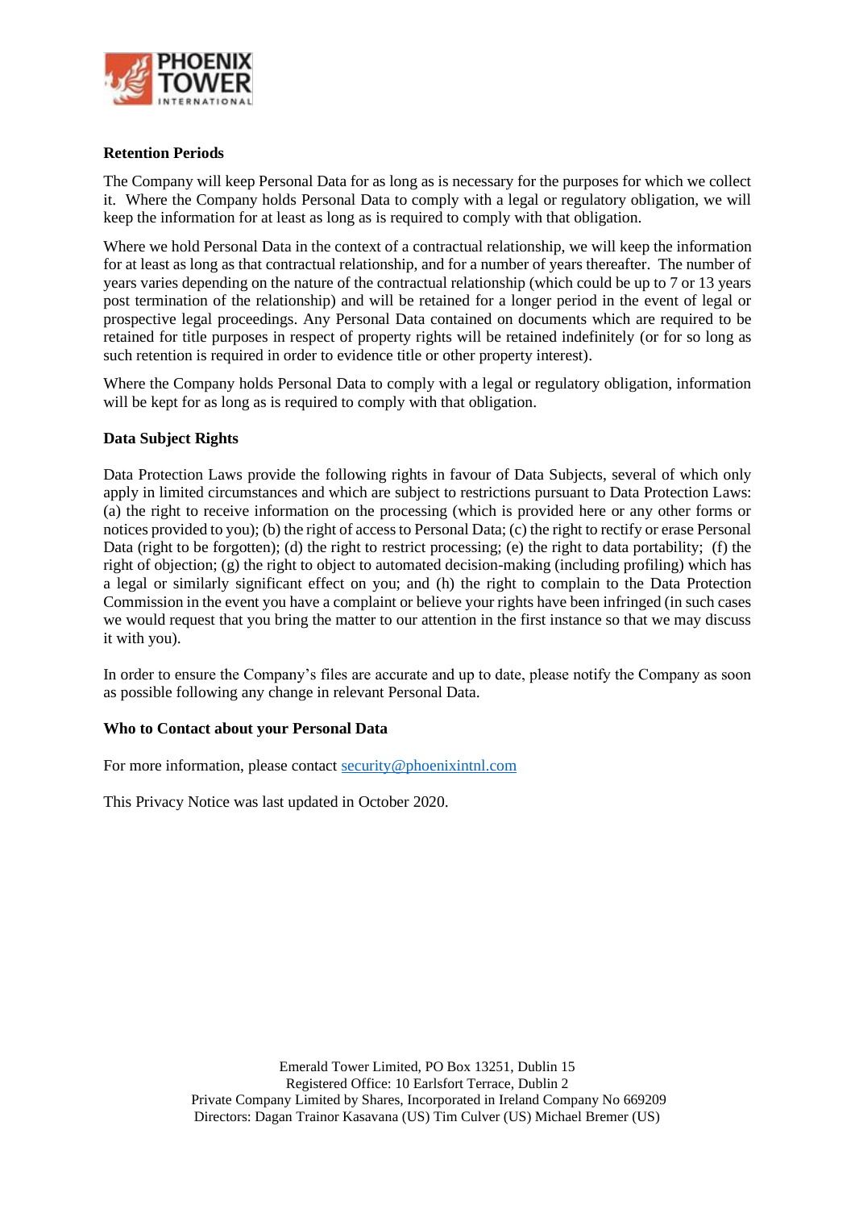**Retention Periods**

The Company will keep Personal Data for as long as is necessary for the purposes for which we collect it. Where the Company holds Personal Data to comply with a legal or regulatory obligation, we will keep the information for at least as long as is required to comply with that obligation.

Where we hold Personal Data in the context of a contractual relationship, we will keep the information for at least as long as that contractual relationship, and for a number of years thereafter. The number of years varies depending on the nature of the contractual relationship (which could be up to 7 or 13 years post termination of the relationship) and will be retained for a longer period in the event of legal or prospective legal proceedings. Any Personal Data contained on documents which are required to be retained for title purposes in respect of property rights will be retained indefinitely (or for so long as such retention is required in order to evidence title or other property interest).

Where the Company holds Personal Data to comply with a legal or regulatory obligation, information will be kept for as long as is required to comply with that obligation.

**Data Subject Rights**

Data Protection Laws provide the following rights in favour of Data Subjects, several of which only apply in limited circumstances and which are subject to restrictions pursuant to Data Protection Laws: (a) the right to receive information on the processing (which is provided here or any other forms or notices provided to you); (b) the right of access to Personal Data; (c) the right to rectify or erase Personal Data (right to be forgotten); (d) the right to restrict processing; (e) the right to data portability; (f) the right of objection; (g) the right to object to automated decision-making (including profiling) which has a legal or similarly significant effect on you; and (h) the right to complain to the Data Protection Commission in the event you have a complaint or believe your rights have been infringed (in such cases we would request that you bring the matter to our attention in the first instance so that we may discuss it with you).

In order to ensure the Company's files are accurate and up to date, please notify the Company as soon as possible following any change in relevant Personal Data.

**Who to Contact about your Personal Data**

For more information, please contact security@phoenixintnl.com

This Privacy Notice was last updated in October 2020.

Emerald Tower Limited, PO Box 13251, Dublin 15
Registered Office: 10 Earlsfort Terrace, Dublin 2
Private Company Limited by Shares, Incorporated in Ireland Company No 669209
Directors: Dagan Trainor Kasavana (US) Tim Culver (US) Michael Bremer (US)